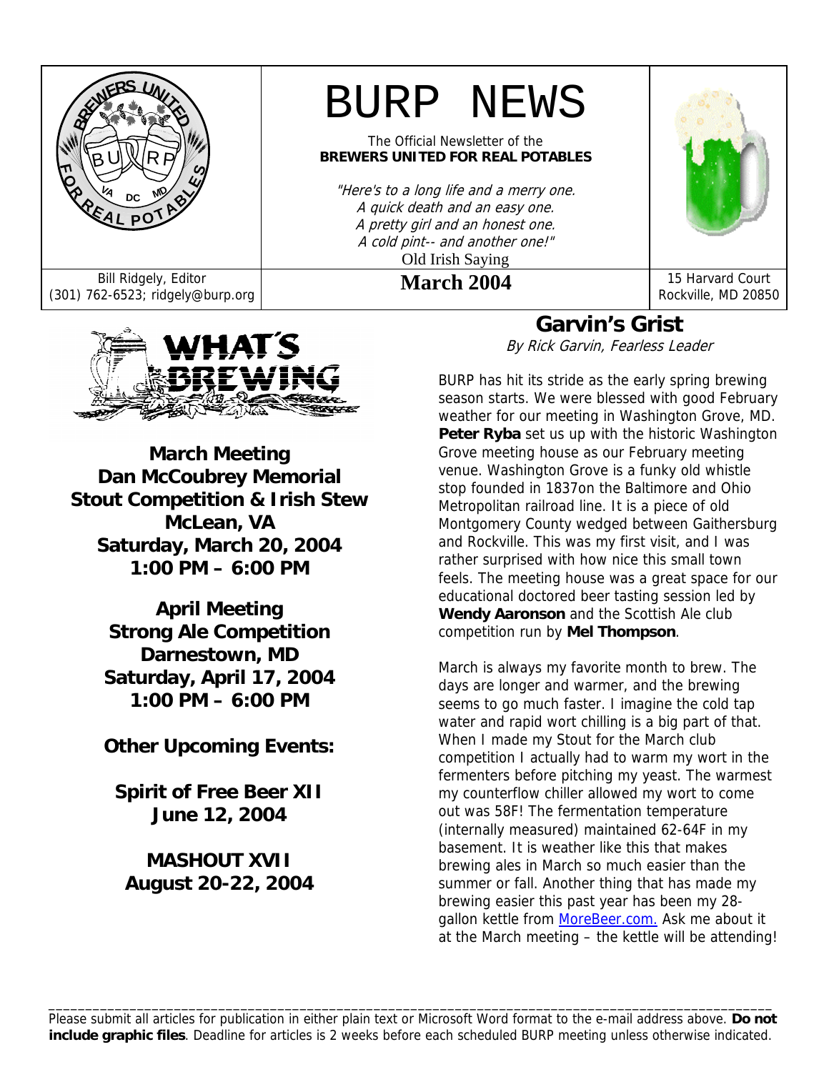# BURP NEWS

The Official Newsletter of the
**BREWERS UNITED FOR REAL POTABLES**

*"Here's to a long life and a merry one.*
*A quick death and an easy one.*
*A pretty girl and an honest one.*
*A cold pint-- and another one!"*
Old Irish Saying

Bill Ridgely, Editor
(301) 762-6523; ridgely@burp.org

**March 2004**

15 Harvard Court
Rockville, MD 20850

## WHAT'S BREWING

**March Meeting**
**Dan McCoubrey Memorial**
**Stout Competition & Irish Stew**
**McLean, VA**
**Saturday, March 20, 2004**
**1:00 PM – 6:00 PM**

**April Meeting**
**Strong Ale Competition**
**Darnestown, MD**
**Saturday, April 17, 2004**
**1:00 PM – 6:00 PM**

**Other Upcoming Events:**

**Spirit of Free Beer XII**
**June 12, 2004**

**MASHOUT XVII**
**August 20-22, 2004**

## Garvin's Grist

*By Rick Garvin, Fearless Leader*

BURP has hit its stride as the early spring brewing season starts. We were blessed with good February weather for our meeting in Washington Grove, MD. **Peter Ryba** set us up with the historic Washington Grove meeting house as our February meeting venue. Washington Grove is a funky old whistle stop founded in 1837on the Baltimore and Ohio Metropolitan railroad line. It is a piece of old Montgomery County wedged between Gaithersburg and Rockville. This was my first visit, and I was rather surprised with how nice this small town feels. The meeting house was a great space for our educational doctored beer tasting session led by **Wendy Aaronson** and the Scottish Ale club competition run by **Mel Thompson**.

March is always my favorite month to brew. The days are longer and warmer, and the brewing seems to go much faster. I imagine the cold tap water and rapid wort chilling is a big part of that. When I made my Stout for the March club competition I actually had to warm my wort in the fermenters before pitching my yeast. The warmest my counterflow chiller allowed my wort to come out was 58F! The fermentation temperature (internally measured) maintained 62-64F in my basement. It is weather like this that makes brewing ales in March so much easier than the summer or fall. Another thing that has made my brewing easier this past year has been my 28-gallon kettle from MoreBeer.com. Ask me about it at the March meeting – the kettle will be attending!

---

Please submit all articles for publication in either plain text or Microsoft Word format to the e-mail address above. **Do not include graphic files**. Deadline for articles is 2 weeks before each scheduled BURP meeting unless otherwise indicated.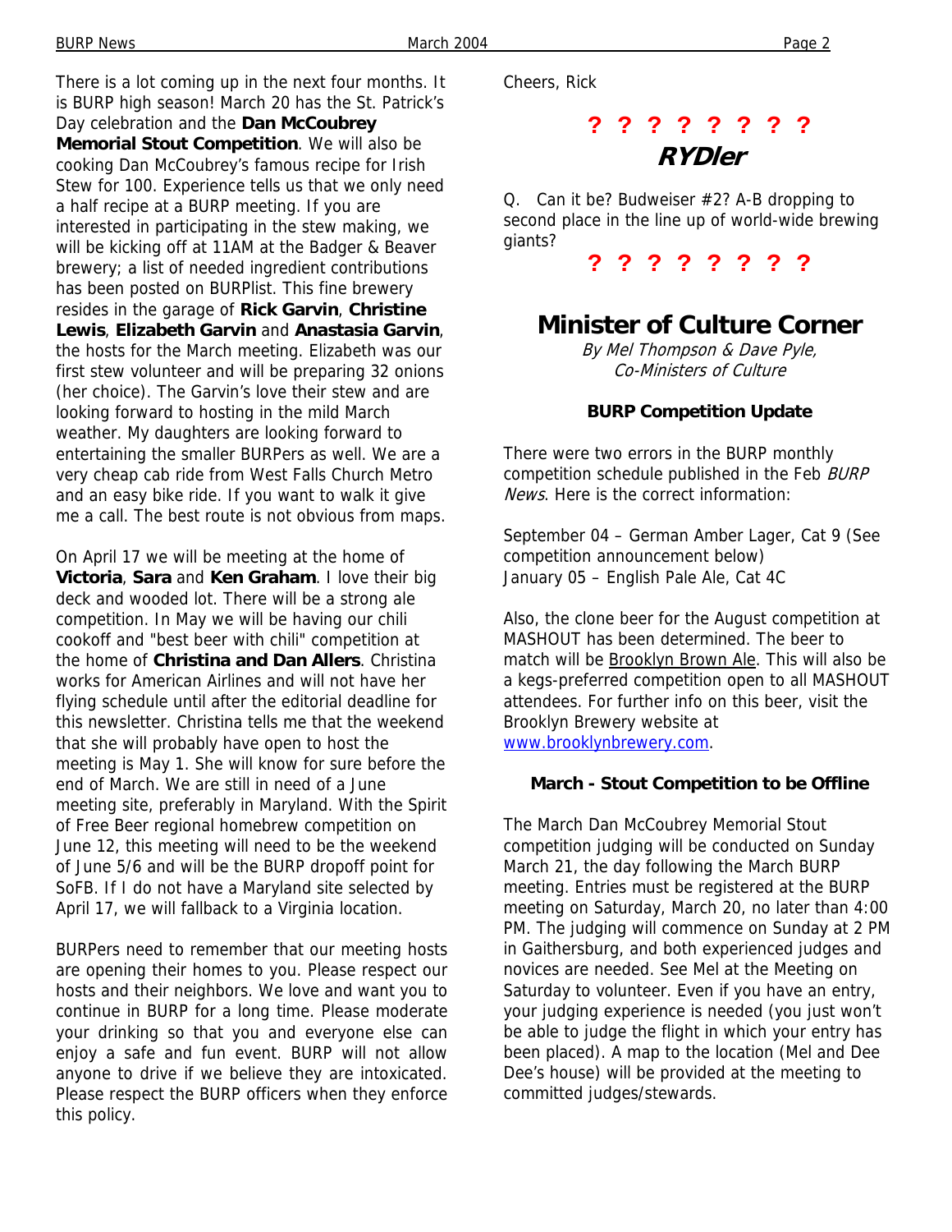There is a lot coming up in the next four months. It is BURP high season! March 20 has the St. Patrick's Day celebration and the **Dan McCoubrey Memorial Stout Competition**. We will also be cooking Dan McCoubrey's famous recipe for Irish Stew for 100. Experience tells us that we only need a half recipe at a BURP meeting. If you are interested in participating in the stew making, we will be kicking off at 11AM at the Badger & Beaver brewery; a list of needed ingredient contributions has been posted on BURPlist. This fine brewery resides in the garage of **Rick Garvin**, **Christine Lewis**, **Elizabeth Garvin** and **Anastasia Garvin**, the hosts for the March meeting. Elizabeth was our first stew volunteer and will be preparing 32 onions (her choice). The Garvin's love their stew and are looking forward to hosting in the mild March weather. My daughters are looking forward to entertaining the smaller BURPers as well. We are a very cheap cab ride from West Falls Church Metro and an easy bike ride. If you want to walk it give me a call. The best route is not obvious from maps.

On April 17 we will be meeting at the home of **Victoria**, **Sara** and **Ken Graham**. I love their big deck and wooded lot. There will be a strong ale competition. In May we will be having our chili cookoff and "best beer with chili" competition at the home of **Christina and Dan Allers**. Christina works for American Airlines and will not have her flying schedule until after the editorial deadline for this newsletter. Christina tells me that the weekend that she will probably have open to host the meeting is May 1. She will know for sure before the end of March. We are still in need of a June meeting site, preferably in Maryland. With the Spirit of Free Beer regional homebrew competition on June 12, this meeting will need to be the weekend of June 5/6 and will be the BURP dropoff point for SoFB. If I do not have a Maryland site selected by April 17, we will fallback to a Virginia location.

BURPers need to remember that our meeting hosts are opening their homes to you. Please respect our hosts and their neighbors. We love and want you to continue in BURP for a long time. Please moderate your drinking so that you and everyone else can enjoy a safe and fun event. BURP will not allow anyone to drive if we believe they are intoxicated. Please respect the BURP officers when they enforce this policy.

Cheers, Rick

**? ? ? ? ? ? ? ?**

## RYDler

Q. Can it be? Budweiser #2? A-B dropping to second place in the line up of world-wide brewing giants?

**? ? ? ? ? ? ? ?**

# Minister of Culture Corner

*By Mel Thompson & Dave Pyle, Co-Ministers of Culture*

### BURP Competition Update

There were two errors in the BURP monthly competition schedule published in the Feb *BURP News*. Here is the correct information:

September 04 – German Amber Lager, Cat 9 (See competition announcement below)
January 05 – English Pale Ale, Cat 4C

Also, the clone beer for the August competition at MASHOUT has been determined. The beer to match will be Brooklyn Brown Ale. This will also be a kegs-preferred competition open to all MASHOUT attendees. For further info on this beer, visit the Brooklyn Brewery website at www.brooklynbrewery.com.

### March - Stout Competition to be Offline

The March Dan McCoubrey Memorial Stout competition judging will be conducted on Sunday March 21, the day following the March BURP meeting. Entries must be registered at the BURP meeting on Saturday, March 20, no later than 4:00 PM. The judging will commence on Sunday at 2 PM in Gaithersburg, and both experienced judges and novices are needed. See Mel at the Meeting on Saturday to volunteer. Even if you have an entry, your judging experience is needed (you just won't be able to judge the flight in which your entry has been placed). A map to the location (Mel and Dee Dee's house) will be provided at the meeting to committed judges/stewards.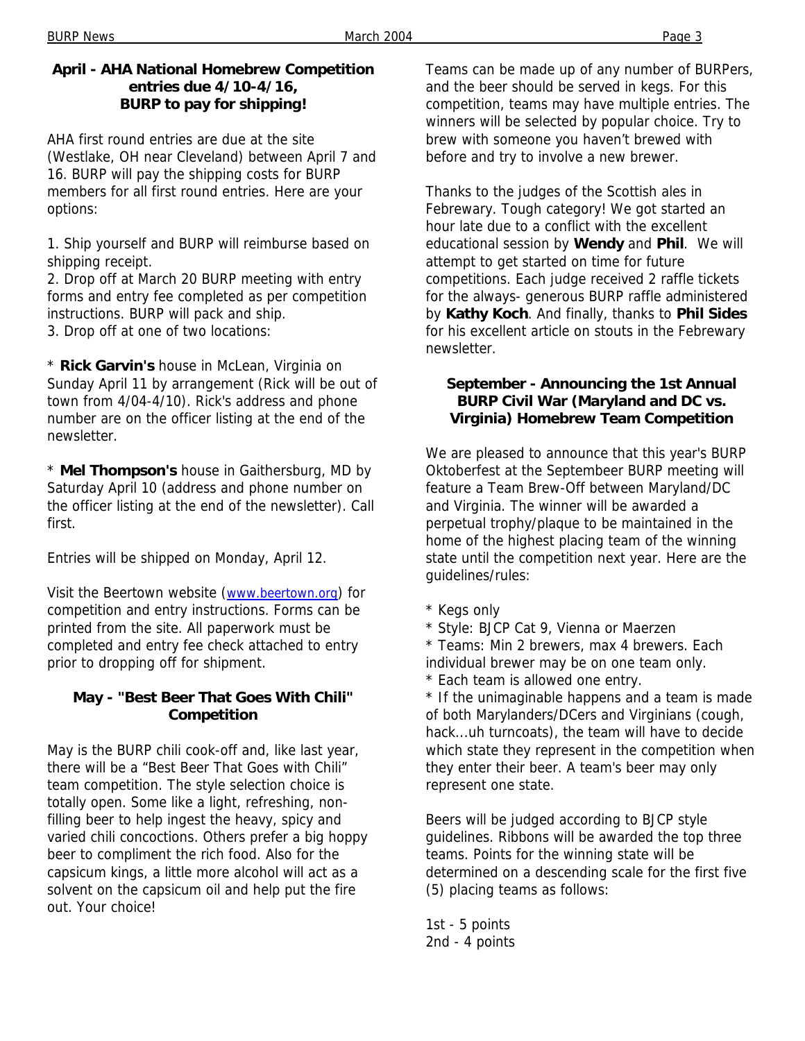### April - AHA National Homebrew Competition entries due 4/10-4/16, BURP to pay for shipping!

AHA first round entries are due at the site (Westlake, OH near Cleveland) between April 7 and 16. BURP will pay the shipping costs for BURP members for all first round entries. Here are your options:

1. Ship yourself and BURP will reimburse based on shipping receipt.
2. Drop off at March 20 BURP meeting with entry forms and entry fee completed as per competition instructions. BURP will pack and ship.
3. Drop off at one of two locations:

* **Rick Garvin's** house in McLean, Virginia on Sunday April 11 by arrangement (Rick will be out of town from 4/04-4/10). Rick's address and phone number are on the officer listing at the end of the newsletter.

* **Mel Thompson's** house in Gaithersburg, MD by Saturday April 10 (address and phone number on the officer listing at the end of the newsletter). Call first.

Entries will be shipped on Monday, April 12.

Visit the Beertown website (www.beertown.org) for competition and entry instructions. Forms can be printed from the site. All paperwork must be completed and entry fee check attached to entry prior to dropping off for shipment.

### May - "Best Beer That Goes With Chili" Competition

May is the BURP chili cook-off and, like last year, there will be a "Best Beer That Goes with Chili" team competition. The style selection choice is totally open. Some like a light, refreshing, non-filling beer to help ingest the heavy, spicy and varied chili concoctions. Others prefer a big hoppy beer to compliment the rich food. Also for the capsicum kings, a little more alcohol will act as a solvent on the capsicum oil and help put the fire out. Your choice!

Teams can be made up of any number of BURPers, and the beer should be served in kegs. For this competition, teams may have multiple entries. The winners will be selected by popular choice. Try to brew with someone you haven't brewed with before and try to involve a new brewer.

Thanks to the judges of the Scottish ales in Febrewary. Tough category! We got started an hour late due to a conflict with the excellent educational session by **Wendy** and **Phil**. We will attempt to get started on time for future competitions. Each judge received 2 raffle tickets for the always- generous BURP raffle administered by **Kathy Koch**. And finally, thanks to **Phil Sides** for his excellent article on stouts in the Febrewary newsletter.

### September - Announcing the 1st Annual BURP Civil War (Maryland and DC vs. Virginia) Homebrew Team Competition

We are pleased to announce that this year's BURP Oktoberfest at the Septembeer BURP meeting will feature a Team Brew-Off between Maryland/DC and Virginia. The winner will be awarded a perpetual trophy/plaque to be maintained in the home of the highest placing team of the winning state until the competition next year. Here are the guidelines/rules:

* Kegs only
* Style: BJCP Cat 9, Vienna or Maerzen
* Teams: Min 2 brewers, max 4 brewers. Each individual brewer may be on one team only.
* Each team is allowed one entry.
* If the unimaginable happens and a team is made of both Marylanders/DCers and Virginians (cough, hack...uh turncoats), the team will have to decide which state they represent in the competition when they enter their beer. A team's beer may only represent one state.

Beers will be judged according to BJCP style guidelines. Ribbons will be awarded the top three teams. Points for the winning state will be determined on a descending scale for the first five (5) placing teams as follows:

1st - 5 points
2nd - 4 points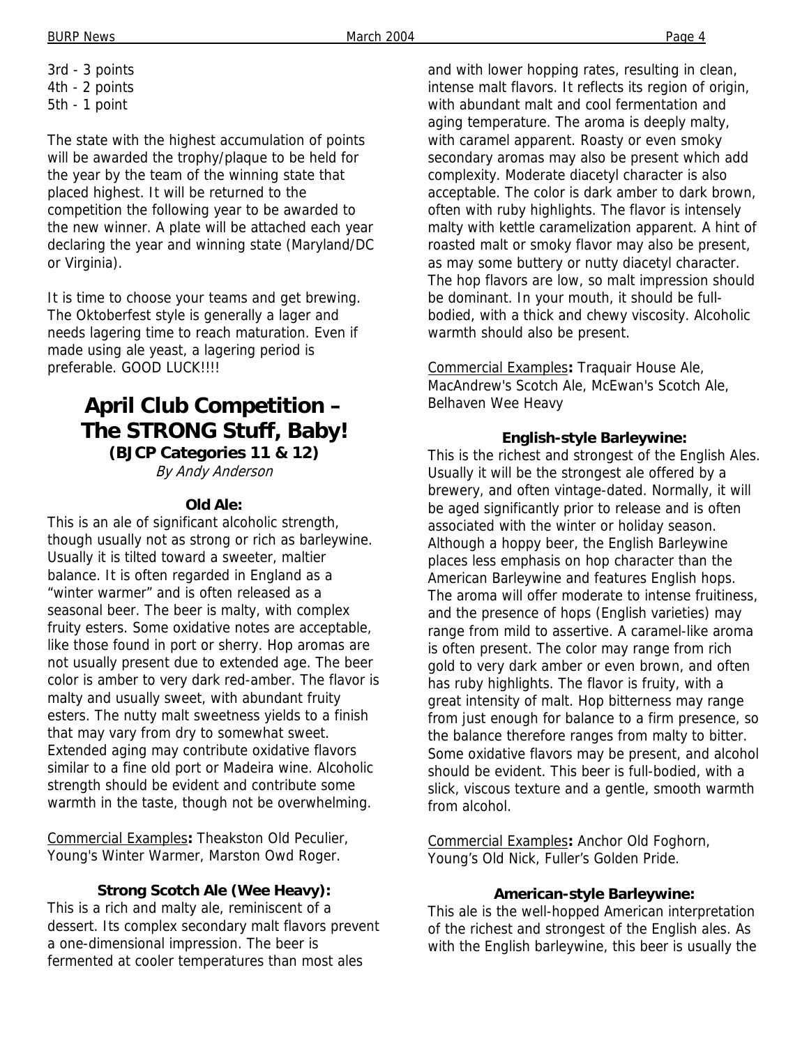3rd - 3 points
4th - 2 points
5th - 1 point

The state with the highest accumulation of points will be awarded the trophy/plaque to be held for the year by the team of the winning state that placed highest. It will be returned to the competition the following year to be awarded to the new winner. A plate will be attached each year declaring the year and winning state (Maryland/DC or Virginia).

It is time to choose your teams and get brewing. The Oktoberfest style is generally a lager and needs lagering time to reach maturation. Even if made using ale yeast, a lagering period is preferable. GOOD LUCK!!!!

## April Club Competition – The STRONG Stuff, Baby!

**(BJCP Categories 11 & 12)**

*By Andy Anderson*

### Old Ale:

This is an ale of significant alcoholic strength, though usually not as strong or rich as barleywine. Usually it is tilted toward a sweeter, maltier balance. It is often regarded in England as a "winter warmer" and is often released as a seasonal beer. The beer is malty, with complex fruity esters. Some oxidative notes are acceptable, like those found in port or sherry. Hop aromas are not usually present due to extended age. The beer color is amber to very dark red-amber. The flavor is malty and usually sweet, with abundant fruity esters. The nutty malt sweetness yields to a finish that may vary from dry to somewhat sweet. Extended aging may contribute oxidative flavors similar to a fine old port or Madeira wine. Alcoholic strength should be evident and contribute some warmth in the taste, though not be overwhelming.

Commercial Examples**:** Theakston Old Peculier, Young's Winter Warmer, Marston Owd Roger.

### Strong Scotch Ale (Wee Heavy):

This is a rich and malty ale, reminiscent of a dessert. Its complex secondary malt flavors prevent a one-dimensional impression. The beer is fermented at cooler temperatures than most ales and with lower hopping rates, resulting in clean, intense malt flavors. It reflects its region of origin, with abundant malt and cool fermentation and aging temperature. The aroma is deeply malty, with caramel apparent. Roasty or even smoky secondary aromas may also be present which add complexity. Moderate diacetyl character is also acceptable. The color is dark amber to dark brown, often with ruby highlights. The flavor is intensely malty with kettle caramelization apparent. A hint of roasted malt or smoky flavor may also be present, as may some buttery or nutty diacetyl character. The hop flavors are low, so malt impression should be dominant. In your mouth, it should be full-bodied, with a thick and chewy viscosity. Alcoholic warmth should also be present.

Commercial Examples**:** Traquair House Ale, MacAndrew's Scotch Ale, McEwan's Scotch Ale, Belhaven Wee Heavy

### English-style Barleywine:

This is the richest and strongest of the English Ales. Usually it will be the strongest ale offered by a brewery, and often vintage-dated. Normally, it will be aged significantly prior to release and is often associated with the winter or holiday season. Although a hoppy beer, the English Barleywine places less emphasis on hop character than the American Barleywine and features English hops. The aroma will offer moderate to intense fruitiness, and the presence of hops (English varieties) may range from mild to assertive. A caramel-like aroma is often present. The color may range from rich gold to very dark amber or even brown, and often has ruby highlights. The flavor is fruity, with a great intensity of malt. Hop bitterness may range from just enough for balance to a firm presence, so the balance therefore ranges from malty to bitter. Some oxidative flavors may be present, and alcohol should be evident. This beer is full-bodied, with a slick, viscous texture and a gentle, smooth warmth from alcohol.

Commercial Examples**:** Anchor Old Foghorn, Young's Old Nick, Fuller's Golden Pride.

### American-style Barleywine:

This ale is the well-hopped American interpretation of the richest and strongest of the English ales. As with the English barleywine, this beer is usually the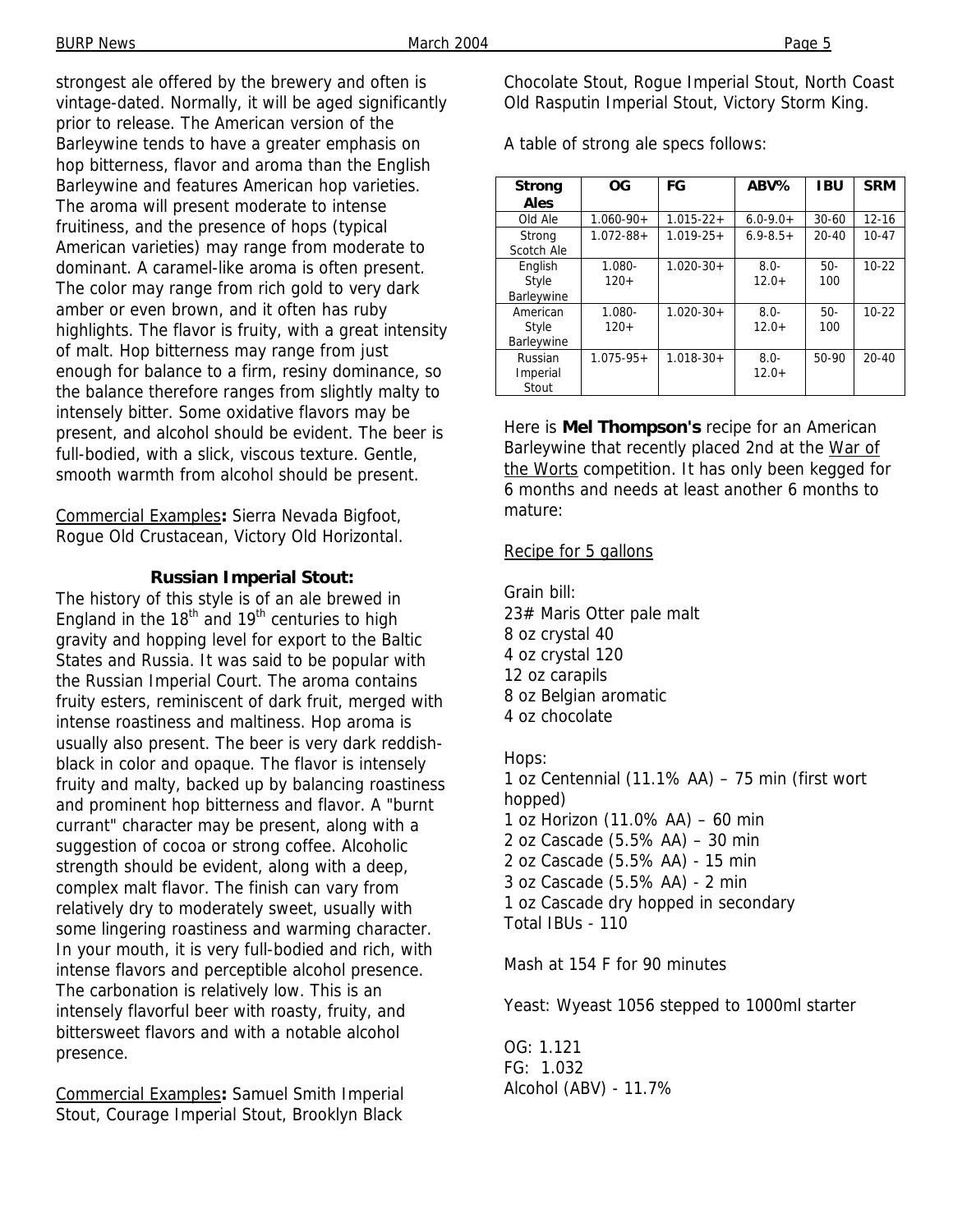strongest ale offered by the brewery and often is vintage-dated. Normally, it will be aged significantly prior to release. The American version of the Barleywine tends to have a greater emphasis on hop bitterness, flavor and aroma than the English Barleywine and features American hop varieties. The aroma will present moderate to intense fruitiness, and the presence of hops (typical American varieties) may range from moderate to dominant. A caramel-like aroma is often present. The color may range from rich gold to very dark amber or even brown, and it often has ruby highlights. The flavor is fruity, with a great intensity of malt. Hop bitterness may range from just enough for balance to a firm, resiny dominance, so the balance therefore ranges from slightly malty to intensely bitter. Some oxidative flavors may be present, and alcohol should be evident. The beer is full-bodied, with a slick, viscous texture. Gentle, smooth warmth from alcohol should be present.

Commercial Examples**:** Sierra Nevada Bigfoot, Rogue Old Crustacean, Victory Old Horizontal.

### Russian Imperial Stout:

The history of this style is of an ale brewed in England in the 18th and 19th centuries to high gravity and hopping level for export to the Baltic States and Russia. It was said to be popular with the Russian Imperial Court. The aroma contains fruity esters, reminiscent of dark fruit, merged with intense roastiness and maltiness. Hop aroma is usually also present. The beer is very dark reddish-black in color and opaque. The flavor is intensely fruity and malty, backed up by balancing roastiness and prominent hop bitterness and flavor. A "burnt currant" character may be present, along with a suggestion of cocoa or strong coffee. Alcoholic strength should be evident, along with a deep, complex malt flavor. The finish can vary from relatively dry to moderately sweet, usually with some lingering roastiness and warming character. In your mouth, it is very full-bodied and rich, with intense flavors and perceptible alcohol presence. The carbonation is relatively low. This is an intensely flavorful beer with roasty, fruity, and bittersweet flavors and with a notable alcohol presence.

Commercial Examples**:** Samuel Smith Imperial Stout, Courage Imperial Stout, Brooklyn Black Chocolate Stout, Rogue Imperial Stout, North Coast Old Rasputin Imperial Stout, Victory Storm King.

A table of strong ale specs follows:

| Strong Ales | OG | FG | ABV% | IBU | SRM |
|---|---|---|---|---|---|
| Old Ale | 1.060-90+ | 1.015-22+ | 6.0-9.0+ | 30-60 | 12-16 |
| Strong Scotch Ale | 1.072-88+ | 1.019-25+ | 6.9-8.5+ | 20-40 | 10-47 |
| English Style Barleywine | 1.080-120+ | 1.020-30+ | 8.0-12.0+ | 50-100 | 10-22 |
| American Style Barleywine | 1.080-120+ | 1.020-30+ | 8.0-12.0+ | 50-100 | 10-22 |
| Russian Imperial Stout | 1.075-95+ | 1.018-30+ | 8.0-12.0+ | 50-90 | 20-40 |

Here is **Mel Thompson's** recipe for an American Barleywine that recently placed 2nd at the War of the Worts competition. It has only been kegged for 6 months and needs at least another 6 months to mature:

Recipe for 5 gallons

Grain bill:
23# Maris Otter pale malt
8 oz crystal 40
4 oz crystal 120
12 oz carapils
8 oz Belgian aromatic
4 oz chocolate

Hops:
1 oz Centennial (11.1% AA) – 75 min (first wort hopped)
1 oz Horizon (11.0% AA) – 60 min
2 oz Cascade (5.5% AA) – 30 min
2 oz Cascade (5.5% AA) - 15 min
3 oz Cascade (5.5% AA) - 2 min
1 oz Cascade dry hopped in secondary
Total IBUs - 110

Mash at 154 F for 90 minutes

Yeast: Wyeast 1056 stepped to 1000ml starter

OG: 1.121
FG: 1.032
Alcohol (ABV) - 11.7%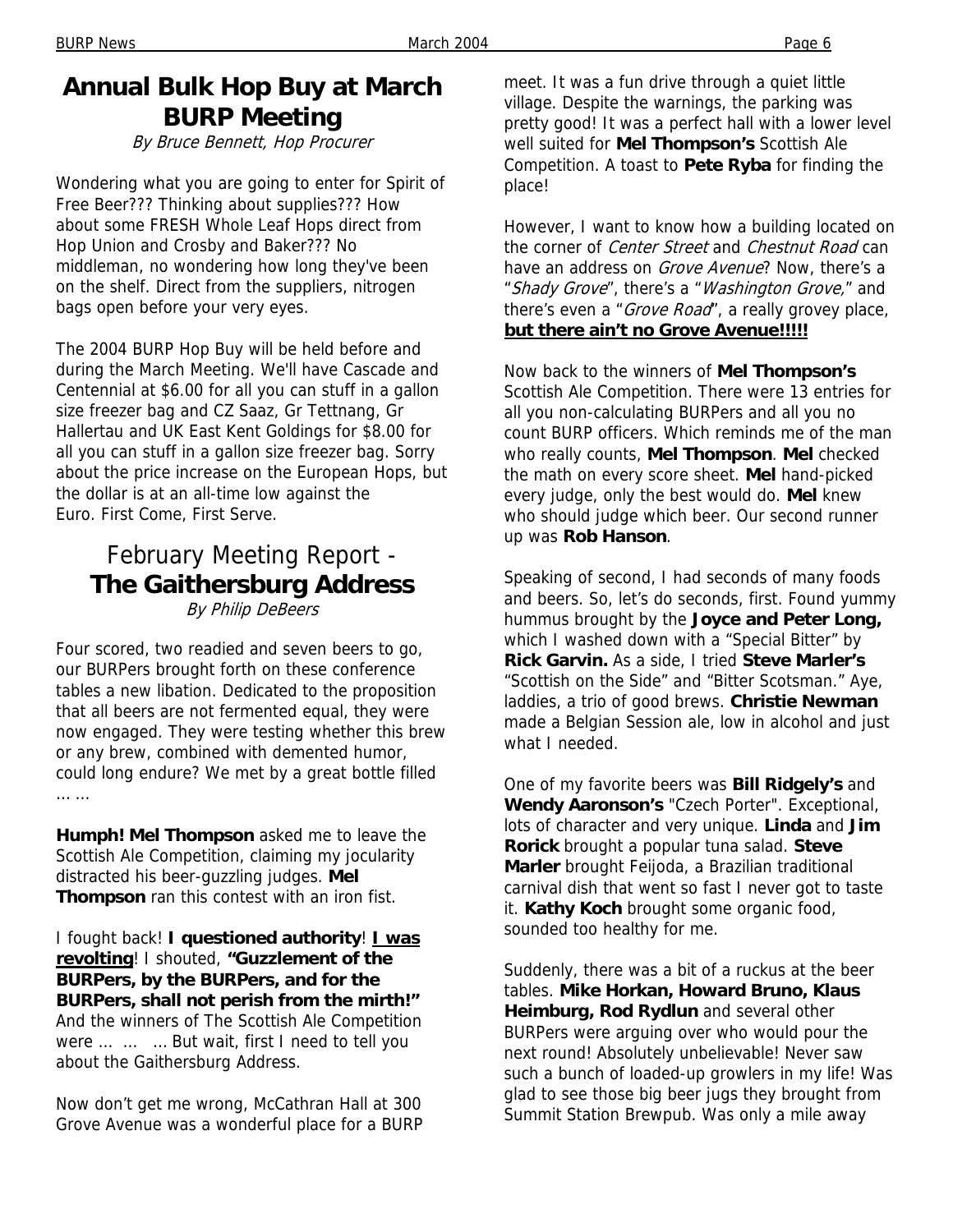# Annual Bulk Hop Buy at March BURP Meeting

*By Bruce Bennett, Hop Procurer*

Wondering what you are going to enter for Spirit of Free Beer??? Thinking about supplies??? How about some FRESH Whole Leaf Hops direct from Hop Union and Crosby and Baker??? No middleman, no wondering how long they've been on the shelf. Direct from the suppliers, nitrogen bags open before your very eyes.

The 2004 BURP Hop Buy will be held before and during the March Meeting. We'll have Cascade and Centennial at $6.00 for all you can stuff in a gallon size freezer bag and CZ Saaz, Gr Tettnang, Gr Hallertau and UK East Kent Goldings for $8.00 for all you can stuff in a gallon size freezer bag. Sorry about the price increase on the European Hops, but the dollar is at an all-time low against the Euro. First Come, First Serve.

# February Meeting Report - **The Gaithersburg Address**

*By Philip DeBeers*

Four scored, two readied and seven beers to go, our BURPers brought forth on these conference tables a new libation. Dedicated to the proposition that all beers are not fermented equal, they were now engaged. They were testing whether this brew or any brew, combined with demented humor, could long endure? We met by a great bottle filled … …

**Humph! Mel Thompson** asked me to leave the Scottish Ale Competition, claiming my jocularity distracted his beer-guzzling judges. **Mel Thompson** ran this contest with an iron fist.

I fought back! **I questioned authority**! **<u>I was revolting</u>**! I shouted, **"Guzzlement of the BURPers, by the BURPers, and for the BURPers, shall not perish from the mirth!"** And the winners of The Scottish Ale Competition were … … … But wait, first I need to tell you about the Gaithersburg Address.

Now don't get me wrong, McCathran Hall at 300 Grove Avenue was a wonderful place for a BURP meet. It was a fun drive through a quiet little village. Despite the warnings, the parking was pretty good! It was a perfect hall with a lower level well suited for **Mel Thompson's** Scottish Ale Competition. A toast to **Pete Ryba** for finding the place!

However, I want to know how a building located on the corner of *Center Street* and *Chestnut Road* can have an address on *Grove Avenue*? Now, there's a "*Shady Grove*", there's a "*Washington Grove,*" and there's even a "*Grove Road*", a really grovey place, **<u>but there ain't no Grove Avenue!!!!!</u>**

Now back to the winners of **Mel Thompson's** Scottish Ale Competition. There were 13 entries for all you non-calculating BURPers and all you no count BURP officers. Which reminds me of the man who really counts, **Mel Thompson**. **Mel** checked the math on every score sheet. **Mel** hand-picked every judge, only the best would do. **Mel** knew who should judge which beer. Our second runner up was **Rob Hanson**.

Speaking of second, I had seconds of many foods and beers. So, let's do seconds, first. Found yummy hummus brought by the **Joyce and Peter Long,** which I washed down with a "Special Bitter" by **Rick Garvin.** As a side, I tried **Steve Marler's** "Scottish on the Side" and "Bitter Scotsman." Aye, laddies, a trio of good brews. **Christie Newman** made a Belgian Session ale, low in alcohol and just what I needed.

One of my favorite beers was **Bill Ridgely's** and **Wendy Aaronson's** "Czech Porter". Exceptional, lots of character and very unique. **Linda** and **Jim Rorick** brought a popular tuna salad. **Steve Marler** brought Feijoda, a Brazilian traditional carnival dish that went so fast I never got to taste it. **Kathy Koch** brought some organic food, sounded too healthy for me.

Suddenly, there was a bit of a ruckus at the beer tables. **Mike Horkan, Howard Bruno, Klaus Heimburg, Rod Rydlun** and several other BURPers were arguing over who would pour the next round! Absolutely unbelievable! Never saw such a bunch of loaded-up growlers in my life! Was glad to see those big beer jugs they brought from Summit Station Brewpub. Was only a mile away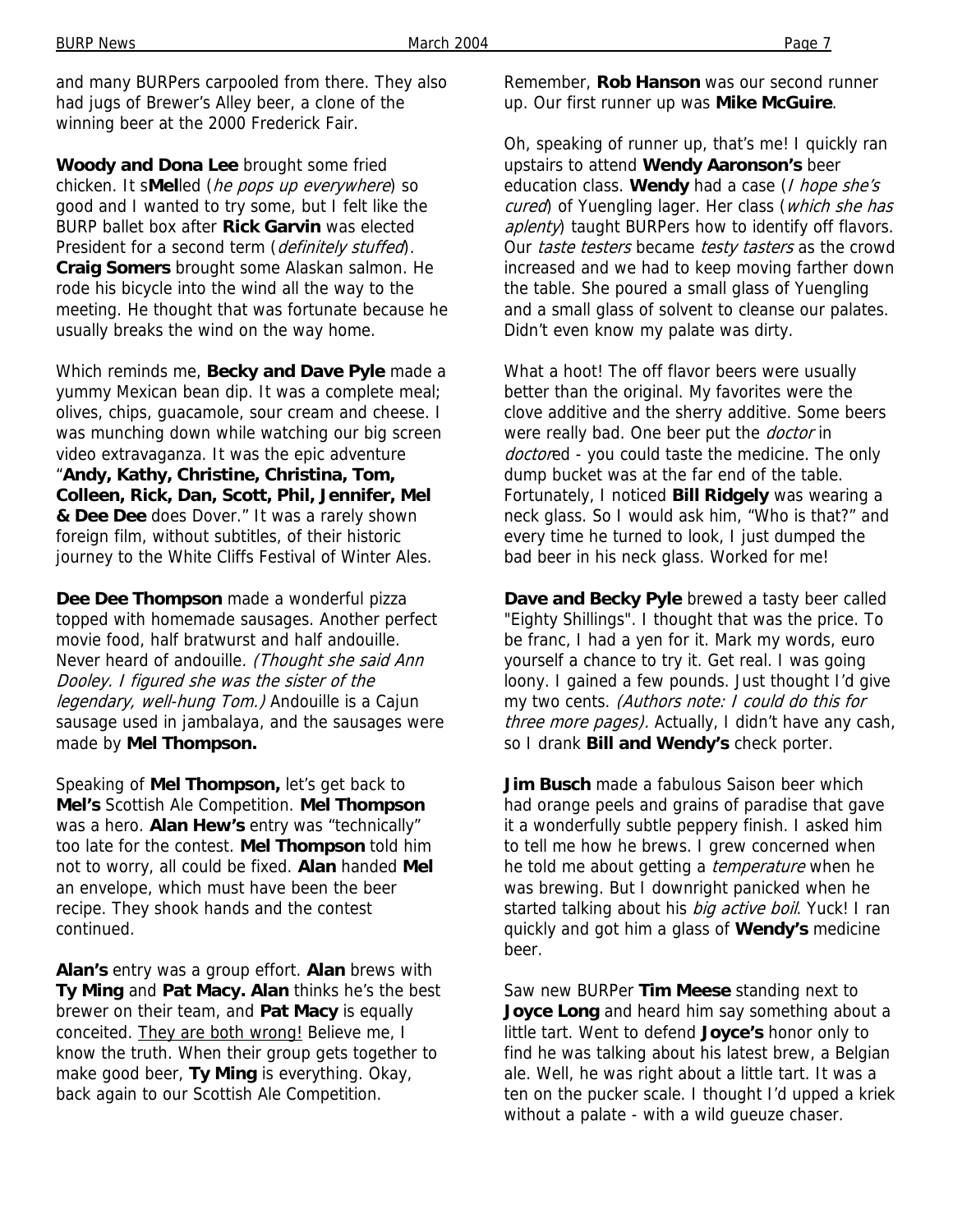and many BURPers carpooled from there. They also had jugs of Brewer's Alley beer, a clone of the winning beer at the 2000 Frederick Fair.

**Woody and Dona Lee** brought some fried chicken. It s**Mel**led (*he pops up everywhere*) so good and I wanted to try some, but I felt like the BURP ballet box after **Rick Garvin** was elected President for a second term (*definitely stuffed*). **Craig Somers** brought some Alaskan salmon. He rode his bicycle into the wind all the way to the meeting. He thought that was fortunate because he usually breaks the wind on the way home.

Which reminds me, **Becky and Dave Pyle** made a yummy Mexican bean dip. It was a complete meal; olives, chips, guacamole, sour cream and cheese. I was munching down while watching our big screen video extravaganza. It was the epic adventure "**Andy, Kathy, Christine, Christina, Tom, Colleen, Rick, Dan, Scott, Phil, Jennifer, Mel & Dee Dee** does Dover." It was a rarely shown foreign film, without subtitles, of their historic journey to the White Cliffs Festival of Winter Ales.

**Dee Dee Thompson** made a wonderful pizza topped with homemade sausages. Another perfect movie food, half bratwurst and half andouille. Never heard of andouille. *(Thought she said Ann Dooley. I figured she was the sister of the legendary, well-hung Tom.)* Andouille is a Cajun sausage used in jambalaya, and the sausages were made by **Mel Thompson.**

Speaking of **Mel Thompson,** let's get back to **Mel's** Scottish Ale Competition. **Mel Thompson** was a hero. **Alan Hew's** entry was "technically" too late for the contest. **Mel Thompson** told him not to worry, all could be fixed. **Alan** handed **Mel** an envelope, which must have been the beer recipe. They shook hands and the contest continued.

**Alan's** entry was a group effort. **Alan** brews with **Ty Ming** and **Pat Macy. Alan** thinks he's the best brewer on their team, and **Pat Macy** is equally conceited. <u>They are both wrong!</u> Believe me, I know the truth. When their group gets together to make good beer, **Ty Ming** is everything. Okay, back again to our Scottish Ale Competition.

Remember, **Rob Hanson** was our second runner up. Our first runner up was **Mike McGuire**.

Oh, speaking of runner up, that's me! I quickly ran upstairs to attend **Wendy Aaronson's** beer education class. **Wendy** had a case (*I hope she's cured*) of Yuengling lager. Her class (*which she has aplenty*) taught BURPers how to identify off flavors. Our *taste testers* became *testy tasters* as the crowd increased and we had to keep moving farther down the table. She poured a small glass of Yuengling and a small glass of solvent to cleanse our palates. Didn't even know my palate was dirty.

What a hoot! The off flavor beers were usually better than the original. My favorites were the clove additive and the sherry additive. Some beers were really bad. One beer put the *doctor* in *doctor*ed - you could taste the medicine. The only dump bucket was at the far end of the table. Fortunately, I noticed **Bill Ridgely** was wearing a neck glass. So I would ask him, "Who is that?" and every time he turned to look, I just dumped the bad beer in his neck glass. Worked for me!

**Dave and Becky Pyle** brewed a tasty beer called "Eighty Shillings". I thought that was the price. To be franc, I had a yen for it. Mark my words, euro yourself a chance to try it. Get real. I was going loony. I gained a few pounds. Just thought I'd give my two cents. *(Authors note: I could do this for three more pages).* Actually, I didn't have any cash, so I drank **Bill and Wendy's** check porter.

**Jim Busch** made a fabulous Saison beer which had orange peels and grains of paradise that gave it a wonderfully subtle peppery finish. I asked him to tell me how he brews. I grew concerned when he told me about getting a *temperature* when he was brewing. But I downright panicked when he started talking about his *big active boil*. Yuck! I ran quickly and got him a glass of **Wendy's** medicine beer.

Saw new BURPer **Tim Meese** standing next to **Joyce Long** and heard him say something about a little tart. Went to defend **Joyce's** honor only to find he was talking about his latest brew, a Belgian ale. Well, he was right about a little tart. It was a ten on the pucker scale. I thought I'd upped a kriek without a palate - with a wild gueuze chaser.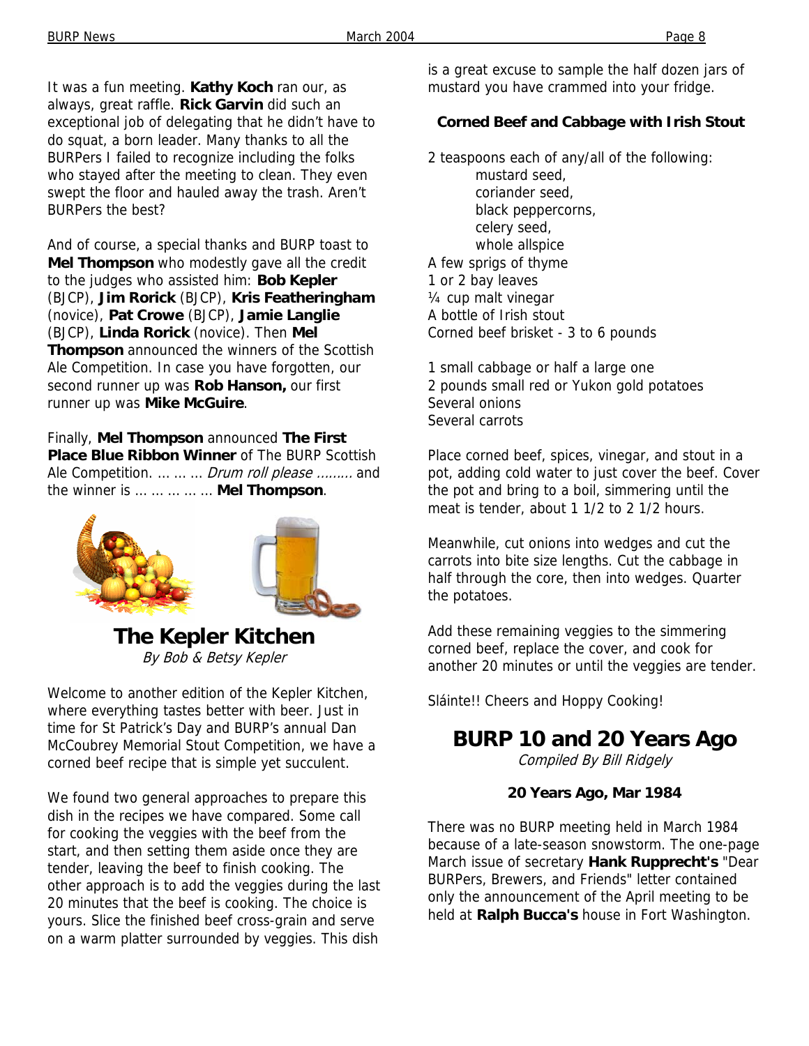It was a fun meeting. **Kathy Koch** ran our, as always, great raffle. **Rick Garvin** did such an exceptional job of delegating that he didn't have to do squat, a born leader. Many thanks to all the BURPers I failed to recognize including the folks who stayed after the meeting to clean. They even swept the floor and hauled away the trash. Aren't BURPers the best?

And of course, a special thanks and BURP toast to **Mel Thompson** who modestly gave all the credit to the judges who assisted him: **Bob Kepler** (BJCP), **Jim Rorick** (BJCP), **Kris Featheringham** (novice), **Pat Crowe** (BJCP), **Jamie Langlie** (BJCP), **Linda Rorick** (novice). Then **Mel Thompson** announced the winners of the Scottish Ale Competition. In case you have forgotten, our second runner up was **Rob Hanson,** our first runner up was **Mike McGuire**.

Finally, **Mel Thompson** announced **The First Place Blue Ribbon Winner** of The BURP Scottish Ale Competition. … … … *Drum roll please ………* and the winner is … … … … … **Mel Thompson**.

# The Kepler Kitchen

*By Bob & Betsy Kepler*

Welcome to another edition of the Kepler Kitchen, where everything tastes better with beer. Just in time for St Patrick's Day and BURP's annual Dan McCoubrey Memorial Stout Competition, we have a corned beef recipe that is simple yet succulent.

We found two general approaches to prepare this dish in the recipes we have compared. Some call for cooking the veggies with the beef from the start, and then setting them aside once they are tender, leaving the beef to finish cooking. The other approach is to add the veggies during the last 20 minutes that the beef is cooking. The choice is yours. Slice the finished beef cross-grain and serve on a warm platter surrounded by veggies. This dish is a great excuse to sample the half dozen jars of mustard you have crammed into your fridge.

### Corned Beef and Cabbage with Irish Stout

2 teaspoons each of any/all of the following:
- mustard seed,
- coriander seed,
- black peppercorns,
- celery seed,
- whole allspice

A few sprigs of thyme
1 or 2 bay leaves
¼ cup malt vinegar
A bottle of Irish stout
Corned beef brisket - 3 to 6 pounds

1 small cabbage or half a large one
2 pounds small red or Yukon gold potatoes
Several onions
Several carrots

Place corned beef, spices, vinegar, and stout in a pot, adding cold water to just cover the beef. Cover the pot and bring to a boil, simmering until the meat is tender, about 1 1/2 to 2 1/2 hours.

Meanwhile, cut onions into wedges and cut the carrots into bite size lengths. Cut the cabbage in half through the core, then into wedges. Quarter the potatoes.

Add these remaining veggies to the simmering corned beef, replace the cover, and cook for another 20 minutes or until the veggies are tender.

Sláinte!! Cheers and Hoppy Cooking!

# BURP 10 and 20 Years Ago

*Compiled By Bill Ridgely*

### 20 Years Ago, Mar 1984

There was no BURP meeting held in March 1984 because of a late-season snowstorm. The one-page March issue of secretary **Hank Rupprecht's** "Dear BURPers, Brewers, and Friends" letter contained only the announcement of the April meeting to be held at **Ralph Bucca's** house in Fort Washington.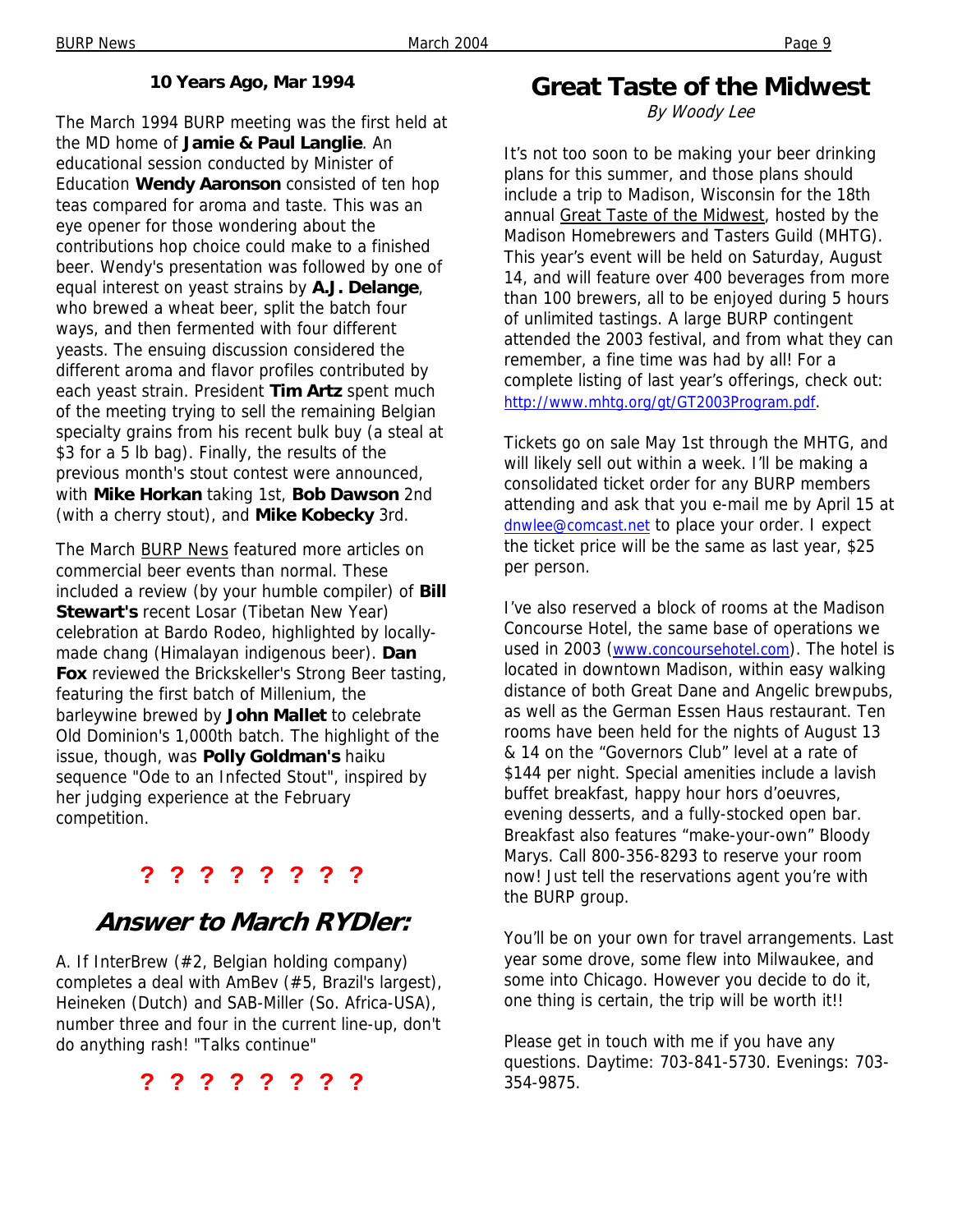## 10 Years Ago, Mar 1994

The March 1994 BURP meeting was the first held at the MD home of **Jamie & Paul Langlie**. An educational session conducted by Minister of Education **Wendy Aaronson** consisted of ten hop teas compared for aroma and taste. This was an eye opener for those wondering about the contributions hop choice could make to a finished beer. Wendy's presentation was followed by one of equal interest on yeast strains by **A.J. Delange**, who brewed a wheat beer, split the batch four ways, and then fermented with four different yeasts. The ensuing discussion considered the different aroma and flavor profiles contributed by each yeast strain. President **Tim Artz** spent much of the meeting trying to sell the remaining Belgian specialty grains from his recent bulk buy (a steal at $3 for a 5 lb bag). Finally, the results of the previous month's stout contest were announced, with **Mike Horkan** taking 1st, **Bob Dawson** 2nd (with a cherry stout), and **Mike Kobecky** 3rd.

The March BURP News featured more articles on commercial beer events than normal. These included a review (by your humble compiler) of **Bill Stewart's** recent Losar (Tibetan New Year) celebration at Bardo Rodeo, highlighted by locally-made chang (Himalayan indigenous beer). **Dan Fox** reviewed the Brickskeller's Strong Beer tasting, featuring the first batch of Millenium, the barleywine brewed by **John Mallet** to celebrate Old Dominion's 1,000th batch. The highlight of the issue, though, was **Polly Goldman's** haiku sequence "Ode to an Infected Stout", inspired by her judging experience at the February competition.

**? ? ? ? ? ? ? ?**

## *Answer to March RYDler:*

A. If InterBrew (#2, Belgian holding company) completes a deal with AmBev (#5, Brazil's largest), Heineken (Dutch) and SAB-Miller (So. Africa-USA), number three and four in the current line-up, don't do anything rash! "Talks continue"

**? ? ? ? ? ? ? ?**

# Great Taste of the Midwest

*By Woody Lee*

It's not too soon to be making your beer drinking plans for this summer, and those plans should include a trip to Madison, Wisconsin for the 18th annual Great Taste of the Midwest, hosted by the Madison Homebrewers and Tasters Guild (MHTG). This year's event will be held on Saturday, August 14, and will feature over 400 beverages from more than 100 brewers, all to be enjoyed during 5 hours of unlimited tastings. A large BURP contingent attended the 2003 festival, and from what they can remember, a fine time was had by all! For a complete listing of last year's offerings, check out: http://www.mhtg.org/gt/GT2003Program.pdf.

Tickets go on sale May 1st through the MHTG, and will likely sell out within a week. I'll be making a consolidated ticket order for any BURP members attending and ask that you e-mail me by April 15 at dnwlee@comcast.net to place your order. I expect the ticket price will be the same as last year, $25 per person.

I've also reserved a block of rooms at the Madison Concourse Hotel, the same base of operations we used in 2003 (www.concoursehotel.com). The hotel is located in downtown Madison, within easy walking distance of both Great Dane and Angelic brewpubs, as well as the German Essen Haus restaurant. Ten rooms have been held for the nights of August 13 & 14 on the "Governors Club" level at a rate of $144 per night. Special amenities include a lavish buffet breakfast, happy hour hors d'oeuvres, evening desserts, and a fully-stocked open bar. Breakfast also features "make-your-own" Bloody Marys. Call 800-356-8293 to reserve your room now! Just tell the reservations agent you're with the BURP group.

You'll be on your own for travel arrangements. Last year some drove, some flew into Milwaukee, and some into Chicago. However you decide to do it, one thing is certain, the trip will be worth it!!

Please get in touch with me if you have any questions. Daytime: 703-841-5730. Evenings: 703-354-9875.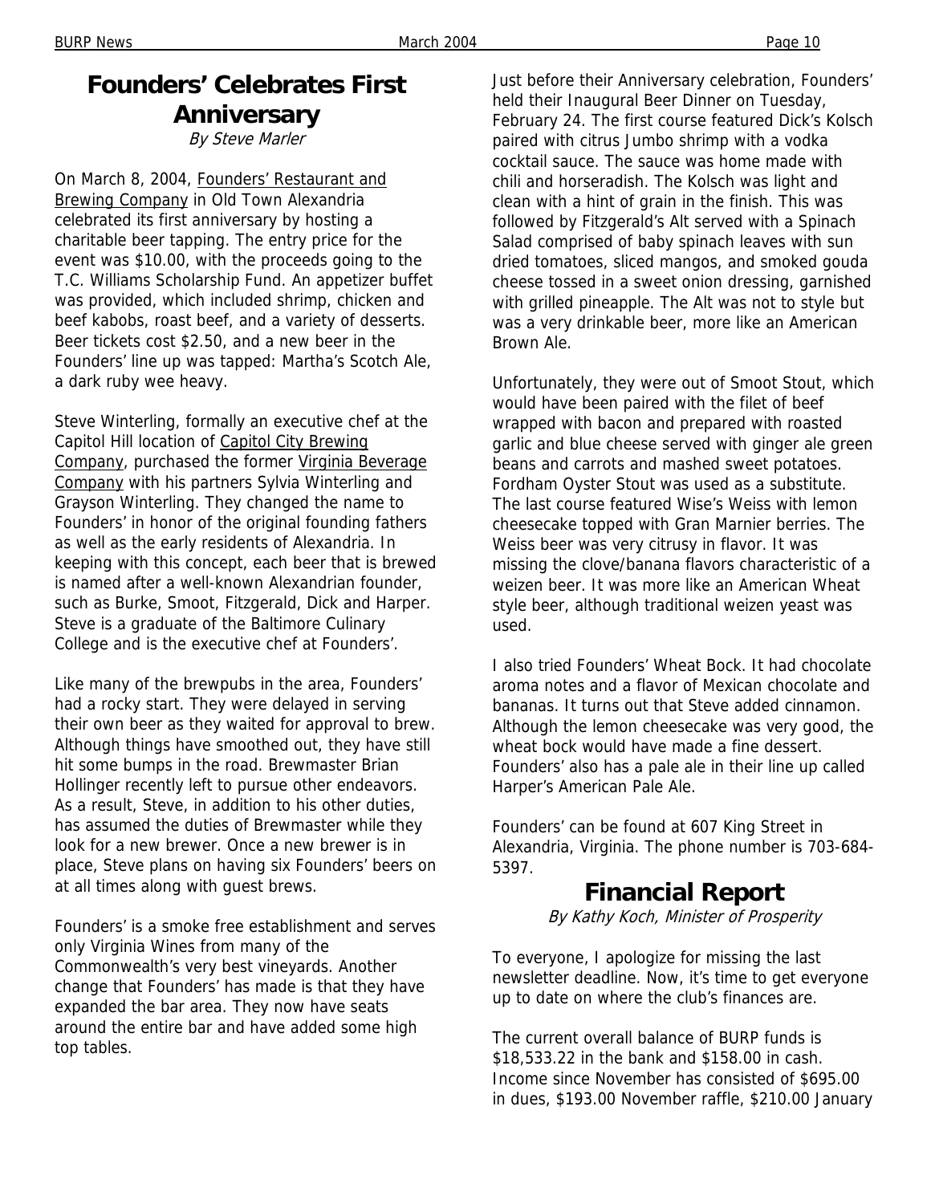## Founders' Celebrates First Anniversary

*By Steve Marler*

On March 8, 2004, Founders' Restaurant and Brewing Company in Old Town Alexandria celebrated its first anniversary by hosting a charitable beer tapping. The entry price for the event was $10.00, with the proceeds going to the T.C. Williams Scholarship Fund. An appetizer buffet was provided, which included shrimp, chicken and beef kabobs, roast beef, and a variety of desserts. Beer tickets cost $2.50, and a new beer in the Founders' line up was tapped: Martha's Scotch Ale, a dark ruby wee heavy.

Steve Winterling, formally an executive chef at the Capitol Hill location of Capitol City Brewing Company, purchased the former Virginia Beverage Company with his partners Sylvia Winterling and Grayson Winterling. They changed the name to Founders' in honor of the original founding fathers as well as the early residents of Alexandria. In keeping with this concept, each beer that is brewed is named after a well-known Alexandrian founder, such as Burke, Smoot, Fitzgerald, Dick and Harper. Steve is a graduate of the Baltimore Culinary College and is the executive chef at Founders'.

Like many of the brewpubs in the area, Founders' had a rocky start. They were delayed in serving their own beer as they waited for approval to brew. Although things have smoothed out, they have still hit some bumps in the road. Brewmaster Brian Hollinger recently left to pursue other endeavors. As a result, Steve, in addition to his other duties, has assumed the duties of Brewmaster while they look for a new brewer. Once a new brewer is in place, Steve plans on having six Founders' beers on at all times along with guest brews.

Founders' is a smoke free establishment and serves only Virginia Wines from many of the Commonwealth's very best vineyards. Another change that Founders' has made is that they have expanded the bar area. They now have seats around the entire bar and have added some high top tables.

Just before their Anniversary celebration, Founders' held their Inaugural Beer Dinner on Tuesday, February 24. The first course featured Dick's Kolsch paired with citrus Jumbo shrimp with a vodka cocktail sauce. The sauce was home made with chili and horseradish. The Kolsch was light and clean with a hint of grain in the finish. This was followed by Fitzgerald's Alt served with a Spinach Salad comprised of baby spinach leaves with sun dried tomatoes, sliced mangos, and smoked gouda cheese tossed in a sweet onion dressing, garnished with grilled pineapple. The Alt was not to style but was a very drinkable beer, more like an American Brown Ale.

Unfortunately, they were out of Smoot Stout, which would have been paired with the filet of beef wrapped with bacon and prepared with roasted garlic and blue cheese served with ginger ale green beans and carrots and mashed sweet potatoes. Fordham Oyster Stout was used as a substitute. The last course featured Wise's Weiss with lemon cheesecake topped with Gran Marnier berries. The Weiss beer was very citrusy in flavor. It was missing the clove/banana flavors characteristic of a weizen beer. It was more like an American Wheat style beer, although traditional weizen yeast was used.

I also tried Founders' Wheat Bock. It had chocolate aroma notes and a flavor of Mexican chocolate and bananas. It turns out that Steve added cinnamon. Although the lemon cheesecake was very good, the wheat bock would have made a fine dessert. Founders' also has a pale ale in their line up called Harper's American Pale Ale.

Founders' can be found at 607 King Street in Alexandria, Virginia. The phone number is 703-684-5397.

## Financial Report

*By Kathy Koch, Minister of Prosperity*

To everyone, I apologize for missing the last newsletter deadline. Now, it's time to get everyone up to date on where the club's finances are.

The current overall balance of BURP funds is $18,533.22 in the bank and $158.00 in cash. Income since November has consisted of $695.00 in dues, $193.00 November raffle, $210.00 January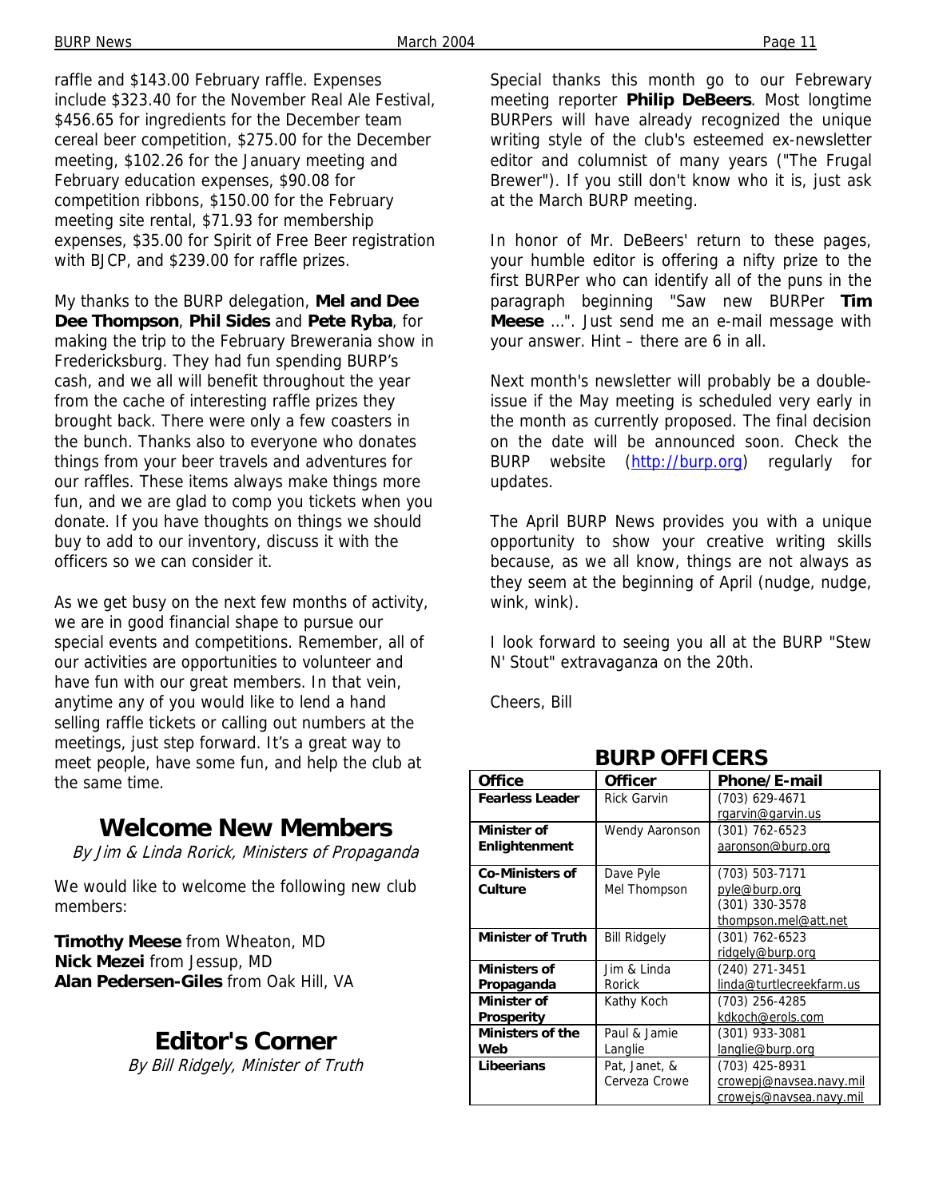raffle and $143.00 February raffle. Expenses include $323.40 for the November Real Ale Festival, $456.65 for ingredients for the December team cereal beer competition, $275.00 for the December meeting, $102.26 for the January meeting and February education expenses, $90.08 for competition ribbons, $150.00 for the February meeting site rental, $71.93 for membership expenses, $35.00 for Spirit of Free Beer registration with BJCP, and $239.00 for raffle prizes.

My thanks to the BURP delegation, **Mel and Dee Dee Thompson**, **Phil Sides** and **Pete Ryba**, for making the trip to the February Brewerania show in Fredericksburg. They had fun spending BURP's cash, and we all will benefit throughout the year from the cache of interesting raffle prizes they brought back. There were only a few coasters in the bunch. Thanks also to everyone who donates things from your beer travels and adventures for our raffles. These items always make things more fun, and we are glad to comp you tickets when you donate. If you have thoughts on things we should buy to add to our inventory, discuss it with the officers so we can consider it.

As we get busy on the next few months of activity, we are in good financial shape to pursue our special events and competitions. Remember, all of our activities are opportunities to volunteer and have fun with our great members. In that vein, anytime any of you would like to lend a hand selling raffle tickets or calling out numbers at the meetings, just step forward. It's a great way to meet people, have some fun, and help the club at the same time.

# Welcome New Members

*By Jim & Linda Rorick, Ministers of Propaganda*

We would like to welcome the following new club members:

**Timothy Meese** from Wheaton, MD
**Nick Mezei** from Jessup, MD
**Alan Pedersen-Giles** from Oak Hill, VA

# Editor's Corner

*By Bill Ridgely, Minister of Truth*

Special thanks this month go to our Febrewary meeting reporter **Philip DeBeers**. Most longtime BURPers will have already recognized the unique writing style of the club's esteemed ex-newsletter editor and columnist of many years ("The Frugal Brewer"). If you still don't know who it is, just ask at the March BURP meeting.

In honor of Mr. DeBeers' return to these pages, your humble editor is offering a nifty prize to the first BURPer who can identify all of the puns in the paragraph beginning "Saw new BURPer **Tim Meese** ...". Just send me an e-mail message with your answer. Hint – there are 6 in all.

Next month's newsletter will probably be a double-issue if the May meeting is scheduled very early in the month as currently proposed. The final decision on the date will be announced soon. Check the BURP website (http://burp.org) regularly for updates.

The April BURP News provides you with a unique opportunity to show your creative writing skills because, as we all know, things are not always as they seem at the beginning of April (nudge, nudge, wink, wink).

I look forward to seeing you all at the BURP "Stew N' Stout" extravaganza on the 20th.

Cheers, Bill

## BURP OFFICERS

| Office | Officer | Phone/E-mail |
|---|---|---|
| **Fearless Leader** | Rick Garvin | (703) 629-4671 rgarvin@garvin.us |
| **Minister of Enlightenment** | Wendy Aaronson | (301) 762-6523 aaronson@burp.org |
| **Co-Ministers of Culture** | Dave Pyle<br>Mel Thompson | (703) 503-7171 pyle@burp.org<br>(301) 330-3578 thompson.mel@att.net |
| **Minister of Truth** | Bill Ridgely | (301) 762-6523 ridgely@burp.org |
| **Ministers of Propaganda** | Jim & Linda Rorick | (240) 271-3451 linda@turtlecreekfarm.us |
| **Minister of Prosperity** | Kathy Koch | (703) 256-4285 kdkoch@erols.com |
| **Ministers of the Web** | Paul & Jamie Langlie | (301) 933-3081 langlie@burp.org |
| **Libeerians** | Pat, Janet, & Cerveza Crowe | (703) 425-8931 crowepj@navsea.navy.mil crowejs@navsea.navy.mil |